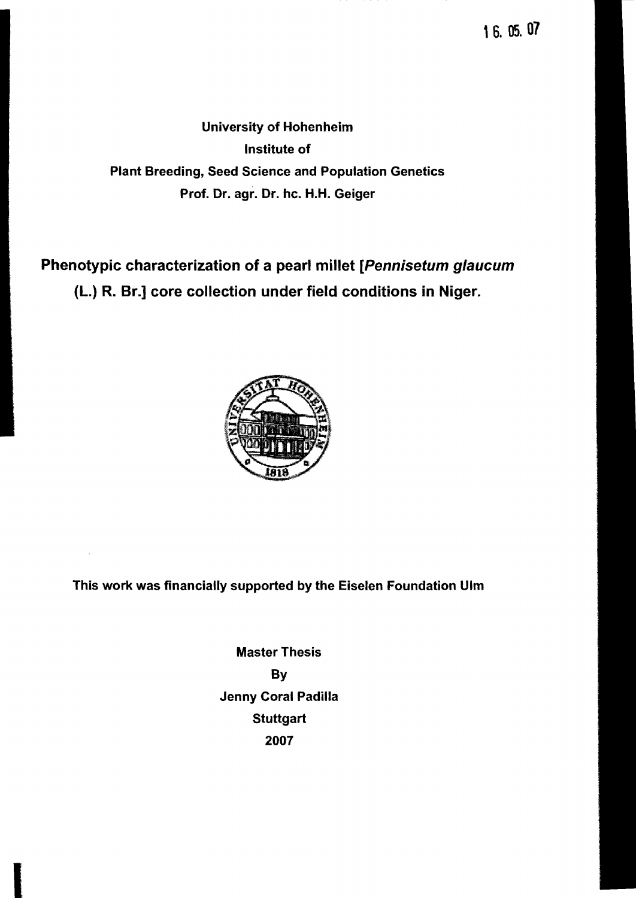16. 05. 07

**University of Hohenheim**
**Institute of**
**Plant Breeding, Seed Science and Population Genetics**
**Prof. Dr. agr. Dr. hc. H.H. Geiger**

# Phenotypic characterization of a pearl millet [*Pennisetum glaucum* (L.) R. Br.] core collection under field conditions in Niger.

**This work was financially supported by the Eiselen Foundation Ulm**

**Master Thesis**
**By**
**Jenny Coral Padilla**
**Stuttgart**
**2007**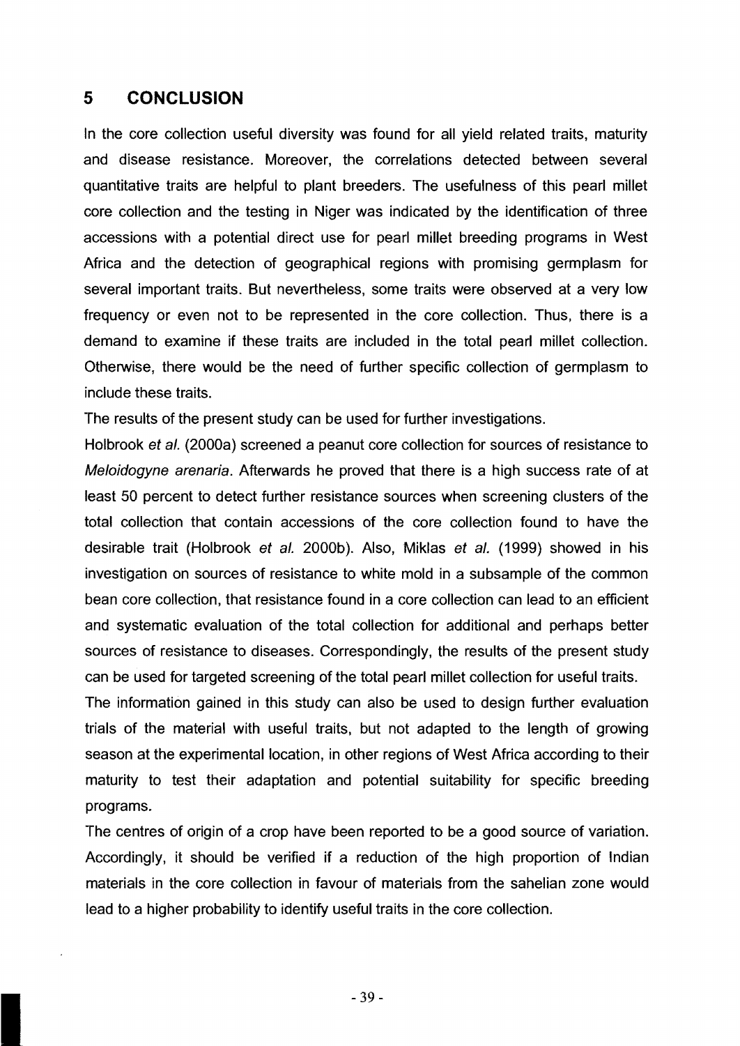# 5 CONCLUSION

In the core collection useful diversity was found for all yield related traits, maturity and disease resistance. Moreover, the correlations detected between several quantitative traits are helpful to plant breeders. The usefulness of this pearl millet core collection and the testing in Niger was indicated by the identification of three accessions with a potential direct use for pearl millet breeding programs in West Africa and the detection of geographical regions with promising germplasm for several important traits. But nevertheless, some traits were observed at a very low frequency or even not to be represented in the core collection. Thus, there is a demand to examine if these traits are included in the total pearl millet collection. Otherwise, there would be the need of further specific collection of germplasm to include these traits.

The results of the present study can be used for further investigations.

Holbrook *et al.* (2000a) screened a peanut core collection for sources of resistance to *Meloidogyne arenaria*. Afterwards he proved that there is a high success rate of at least 50 percent to detect further resistance sources when screening clusters of the total collection that contain accessions of the core collection found to have the desirable trait (Holbrook *et al.* 2000b). Also, Miklas *et al.* (1999) showed in his investigation on sources of resistance to white mold in a subsample of the common bean core collection, that resistance found in a core collection can lead to an efficient and systematic evaluation of the total collection for additional and perhaps better sources of resistance to diseases. Correspondingly, the results of the present study can be used for targeted screening of the total pearl millet collection for useful traits.

The information gained in this study can also be used to design further evaluation trials of the material with useful traits, but not adapted to the length of growing season at the experimental location, in other regions of West Africa according to their maturity to test their adaptation and potential suitability for specific breeding programs.

The centres of origin of a crop have been reported to be a good source of variation. Accordingly, it should be verified if a reduction of the high proportion of Indian materials in the core collection in favour of materials from the sahelian zone would lead to a higher probability to identify useful traits in the core collection.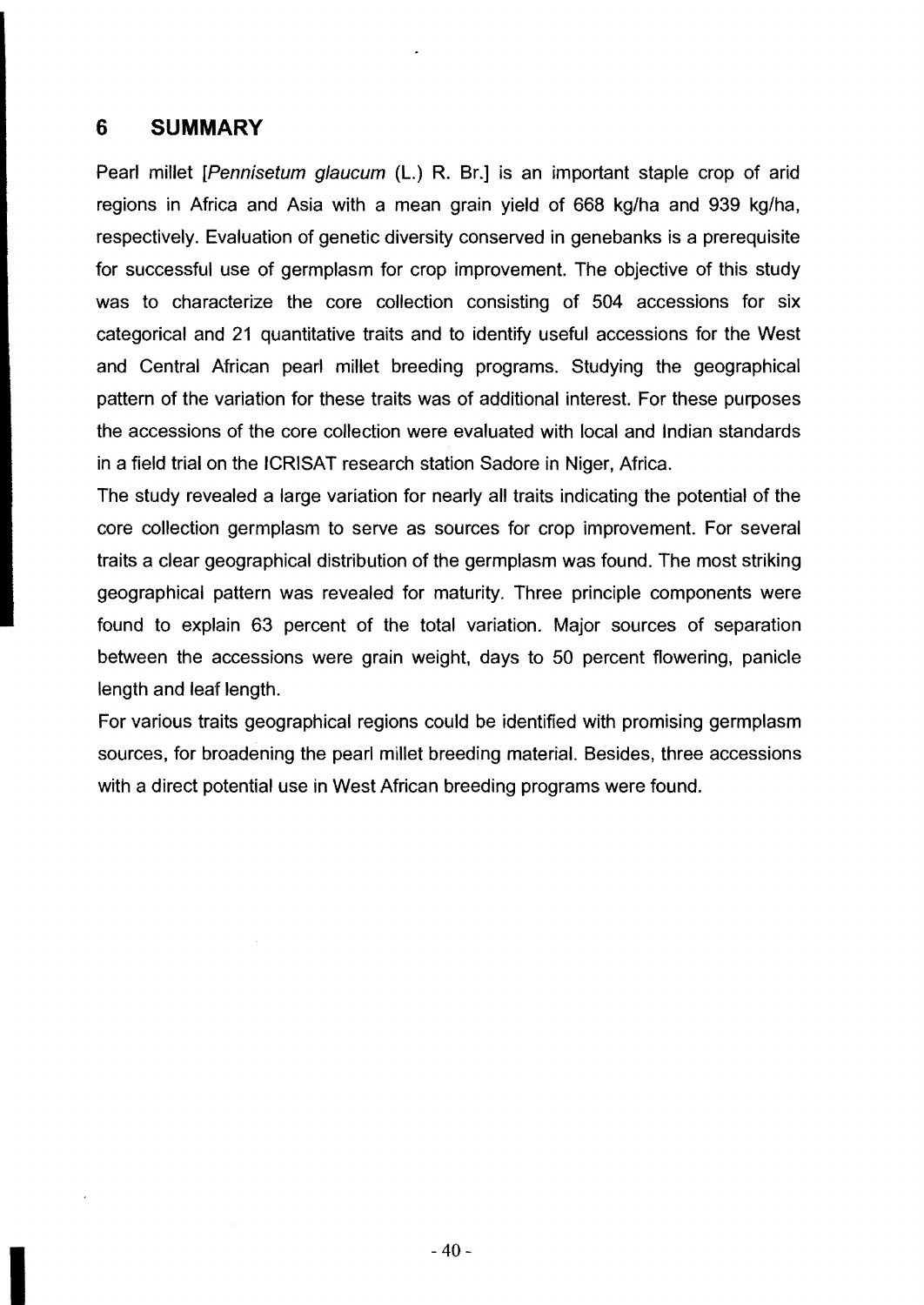## 6 SUMMARY

Pearl millet [*Pennisetum glaucum* (L.) R. Br.] is an important staple crop of arid regions in Africa and Asia with a mean grain yield of 668 kg/ha and 939 kg/ha, respectively. Evaluation of genetic diversity conserved in genebanks is a prerequisite for successful use of germplasm for crop improvement. The objective of this study was to characterize the core collection consisting of 504 accessions for six categorical and 21 quantitative traits and to identify useful accessions for the West and Central African pearl millet breeding programs. Studying the geographical pattern of the variation for these traits was of additional interest. For these purposes the accessions of the core collection were evaluated with local and Indian standards in a field trial on the ICRISAT research station Sadore in Niger, Africa.

The study revealed a large variation for nearly all traits indicating the potential of the core collection germplasm to serve as sources for crop improvement. For several traits a clear geographical distribution of the germplasm was found. The most striking geographical pattern was revealed for maturity. Three principle components were found to explain 63 percent of the total variation. Major sources of separation between the accessions were grain weight, days to 50 percent flowering, panicle length and leaf length.

For various traits geographical regions could be identified with promising germplasm sources, for broadening the pearl millet breeding material. Besides, three accessions with a direct potential use in West African breeding programs were found.